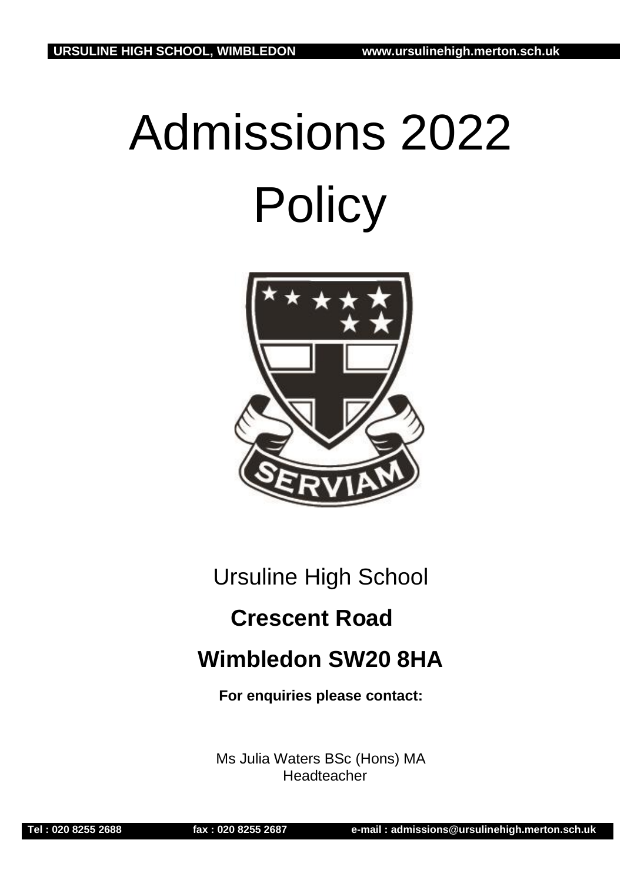URSULINE HIGH SCHOOL, WIMBLEDON www.ursulinehigh.merton.sch.uk

# Admissions 2022 Policy

SERVIAM

Ursuline High School

**Crescent Road**

**Wimbledon SW20 8HA**

**For enquiries please contact:**

Ms Julia Waters BSc (Hons) MA
Headteacher

Tel : 020 8255 2688 fax : 020 8255 2687 e-mail : admissions@ursulinehigh.merton.sch.uk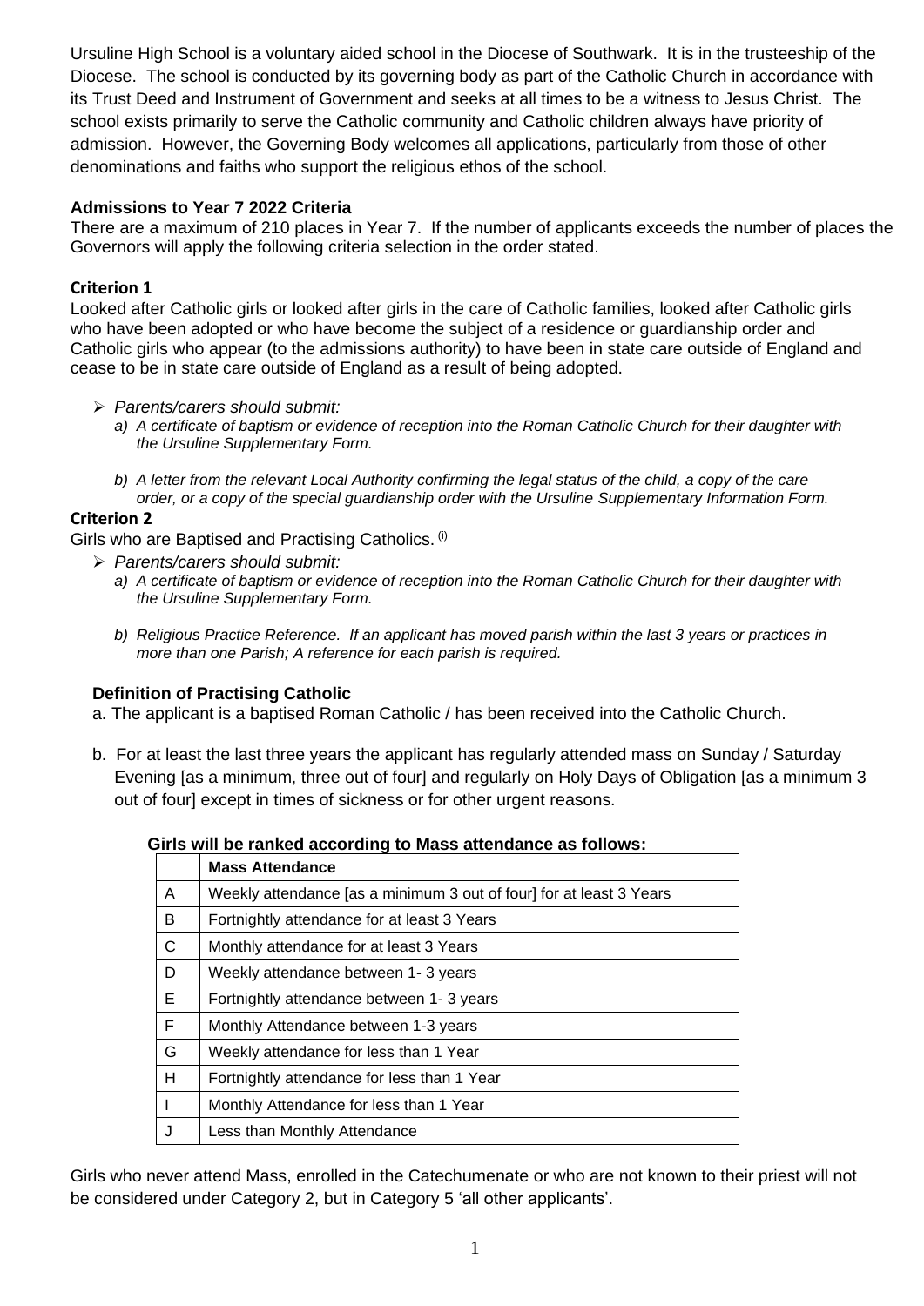Ursuline High School is a voluntary aided school in the Diocese of Southwark. It is in the trusteeship of the Diocese. The school is conducted by its governing body as part of the Catholic Church in accordance with its Trust Deed and Instrument of Government and seeks at all times to be a witness to Jesus Christ. The school exists primarily to serve the Catholic community and Catholic children always have priority of admission. However, the Governing Body welcomes all applications, particularly from those of other denominations and faiths who support the religious ethos of the school.

**Admissions to Year 7 2022 Criteria**

There are a maximum of 210 places in Year 7. If the number of applicants exceeds the number of places the Governors will apply the following criteria selection in the order stated.

**Criterion 1**

Looked after Catholic girls or looked after girls in the care of Catholic families, looked after Catholic girls who have been adopted or who have become the subject of a residence or guardianship order and Catholic girls who appear (to the admissions authority) to have been in state care outside of England and cease to be in state care outside of England as a result of being adopted.

- *Parents/carers should submit:*
  - *a) A certificate of baptism or evidence of reception into the Roman Catholic Church for their daughter with the Ursuline Supplementary Form.*
  - *b) A letter from the relevant Local Authority confirming the legal status of the child, a copy of the care order, or a copy of the special guardianship order with the Ursuline Supplementary Information Form.*

**Criterion 2**

Girls who are Baptised and Practising Catholics. (i)

- *Parents/carers should submit:*
  - *a) A certificate of baptism or evidence of reception into the Roman Catholic Church for their daughter with the Ursuline Supplementary Form.*
  - *b) Religious Practice Reference. If an applicant has moved parish within the last 3 years or practices in more than one Parish; A reference for each parish is required.*

**Definition of Practising Catholic**

a. The applicant is a baptised Roman Catholic / has been received into the Catholic Church.

b. For at least the last three years the applicant has regularly attended mass on Sunday / Saturday Evening [as a minimum, three out of four] and regularly on Holy Days of Obligation [as a minimum 3 out of four] except in times of sickness or for other urgent reasons.

**Girls will be ranked according to Mass attendance as follows:**

| | **Mass Attendance** |
|---|---|
| A | Weekly attendance [as a minimum 3 out of four] for at least 3 Years |
| B | Fortnightly attendance for at least 3 Years |
| C | Monthly attendance for at least 3 Years |
| D | Weekly attendance between 1- 3 years |
| E | Fortnightly attendance between 1- 3 years |
| F | Monthly Attendance between 1-3 years |
| G | Weekly attendance for less than 1 Year |
| H | Fortnightly attendance for less than 1 Year |
| I | Monthly Attendance for less than 1 Year |
| J | Less than Monthly Attendance |

Girls who never attend Mass, enrolled in the Catechumenate or who are not known to their priest will not be considered under Category 2, but in Category 5 'all other applicants'.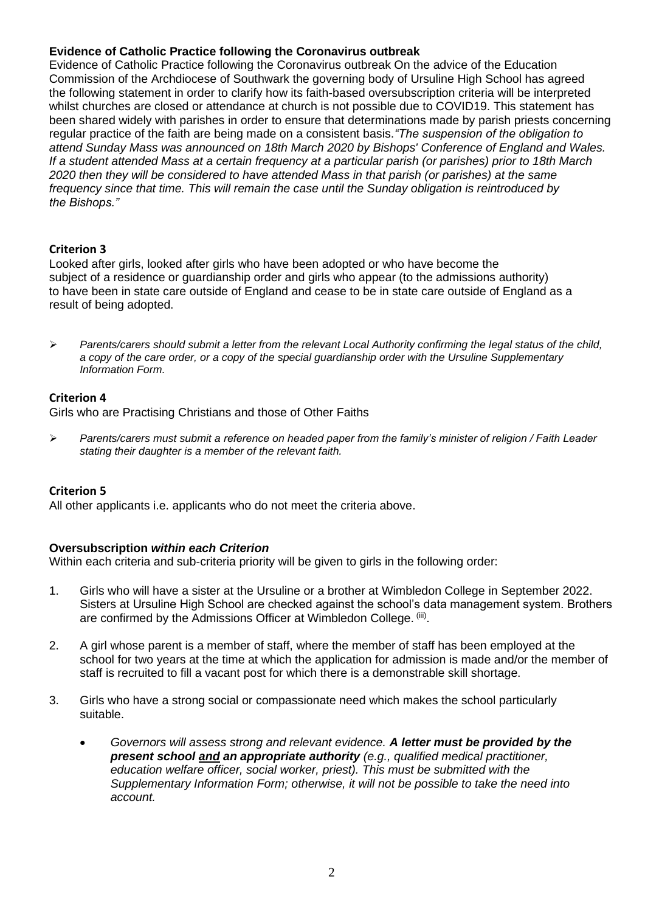**Evidence of Catholic Practice following the Coronavirus outbreak**

Evidence of Catholic Practice following the Coronavirus outbreak On the advice of the Education Commission of the Archdiocese of Southwark the governing body of Ursuline High School has agreed the following statement in order to clarify how its faith-based oversubscription criteria will be interpreted whilst churches are closed or attendance at church is not possible due to COVID19. This statement has been shared widely with parishes in order to ensure that determinations made by parish priests concerning regular practice of the faith are being made on a consistent basis.*"The suspension of the obligation to attend Sunday Mass was announced on 18th March 2020 by Bishops' Conference of England and Wales. If a student attended Mass at a certain frequency at a particular parish (or parishes) prior to 18th March 2020 then they will be considered to have attended Mass in that parish (or parishes) at the same frequency since that time. This will remain the case until the Sunday obligation is reintroduced by the Bishops."*

**Criterion 3**

Looked after girls, looked after girls who have been adopted or who have become the subject of a residence or guardianship order and girls who appear (to the admissions authority) to have been in state care outside of England and cease to be in state care outside of England as a result of being adopted.

- *Parents/carers should submit a letter from the relevant Local Authority confirming the legal status of the child, a copy of the care order, or a copy of the special guardianship order with the Ursuline Supplementary Information Form.*

**Criterion 4**

Girls who are Practising Christians and those of Other Faiths

- *Parents/carers must submit a reference on headed paper from the family's minister of religion / Faith Leader stating their daughter is a member of the relevant faith.*

**Criterion 5**

All other applicants i.e. applicants who do not meet the criteria above.

**Oversubscription *within each Criterion***

Within each criteria and sub-criteria priority will be given to girls in the following order:

1. Girls who will have a sister at the Ursuline or a brother at Wimbledon College in September 2022. Sisters at Ursuline High School are checked against the school's data management system. Brothers are confirmed by the Admissions Officer at Wimbledon College. [iii].

2. A girl whose parent is a member of staff, where the member of staff has been employed at the school for two years at the time at which the application for admission is made and/or the member of staff is recruited to fill a vacant post for which there is a demonstrable skill shortage.

3. Girls who have a strong social or compassionate need which makes the school particularly suitable.

   - *Governors will assess strong and relevant evidence.* ***A letter must be provided by the present school <u>and</u> an appropriate authority*** *(e.g., qualified medical practitioner, education welfare officer, social worker, priest). This must be submitted with the Supplementary Information Form; otherwise, it will not be possible to take the need into account.*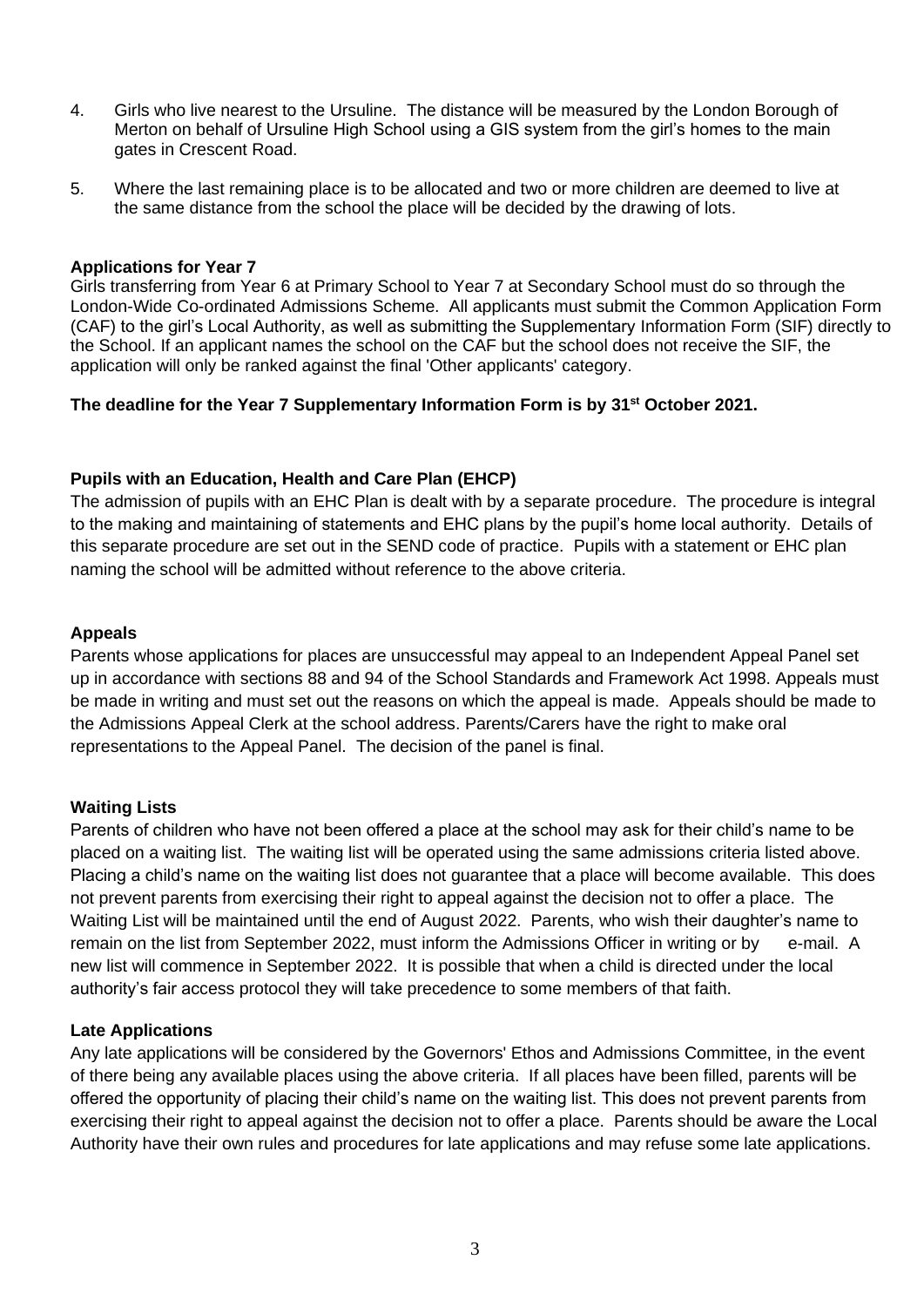4. Girls who live nearest to the Ursuline. The distance will be measured by the London Borough of Merton on behalf of Ursuline High School using a GIS system from the girl's homes to the main gates in Crescent Road.

5. Where the last remaining place is to be allocated and two or more children are deemed to live at the same distance from the school the place will be decided by the drawing of lots.

**Applications for Year 7**

Girls transferring from Year 6 at Primary School to Year 7 at Secondary School must do so through the London-Wide Co-ordinated Admissions Scheme. All applicants must submit the Common Application Form (CAF) to the girl's Local Authority, as well as submitting the Supplementary Information Form (SIF) directly to the School. If an applicant names the school on the CAF but the school does not receive the SIF, the application will only be ranked against the final 'Other applicants' category.

**The deadline for the Year 7 Supplementary Information Form is by 31st October 2021.**

**Pupils with an Education, Health and Care Plan (EHCP)**

The admission of pupils with an EHC Plan is dealt with by a separate procedure. The procedure is integral to the making and maintaining of statements and EHC plans by the pupil's home local authority. Details of this separate procedure are set out in the SEND code of practice. Pupils with a statement or EHC plan naming the school will be admitted without reference to the above criteria.

**Appeals**

Parents whose applications for places are unsuccessful may appeal to an Independent Appeal Panel set up in accordance with sections 88 and 94 of the School Standards and Framework Act 1998. Appeals must be made in writing and must set out the reasons on which the appeal is made. Appeals should be made to the Admissions Appeal Clerk at the school address. Parents/Carers have the right to make oral representations to the Appeal Panel. The decision of the panel is final.

**Waiting Lists**

Parents of children who have not been offered a place at the school may ask for their child's name to be placed on a waiting list. The waiting list will be operated using the same admissions criteria listed above. Placing a child's name on the waiting list does not guarantee that a place will become available. This does not prevent parents from exercising their right to appeal against the decision not to offer a place. The Waiting List will be maintained until the end of August 2022. Parents, who wish their daughter's name to remain on the list from September 2022, must inform the Admissions Officer in writing or by e-mail. A new list will commence in September 2022. It is possible that when a child is directed under the local authority's fair access protocol they will take precedence to some members of that faith.

**Late Applications**

Any late applications will be considered by the Governors' Ethos and Admissions Committee, in the event of there being any available places using the above criteria. If all places have been filled, parents will be offered the opportunity of placing their child's name on the waiting list. This does not prevent parents from exercising their right to appeal against the decision not to offer a place. Parents should be aware the Local Authority have their own rules and procedures for late applications and may refuse some late applications.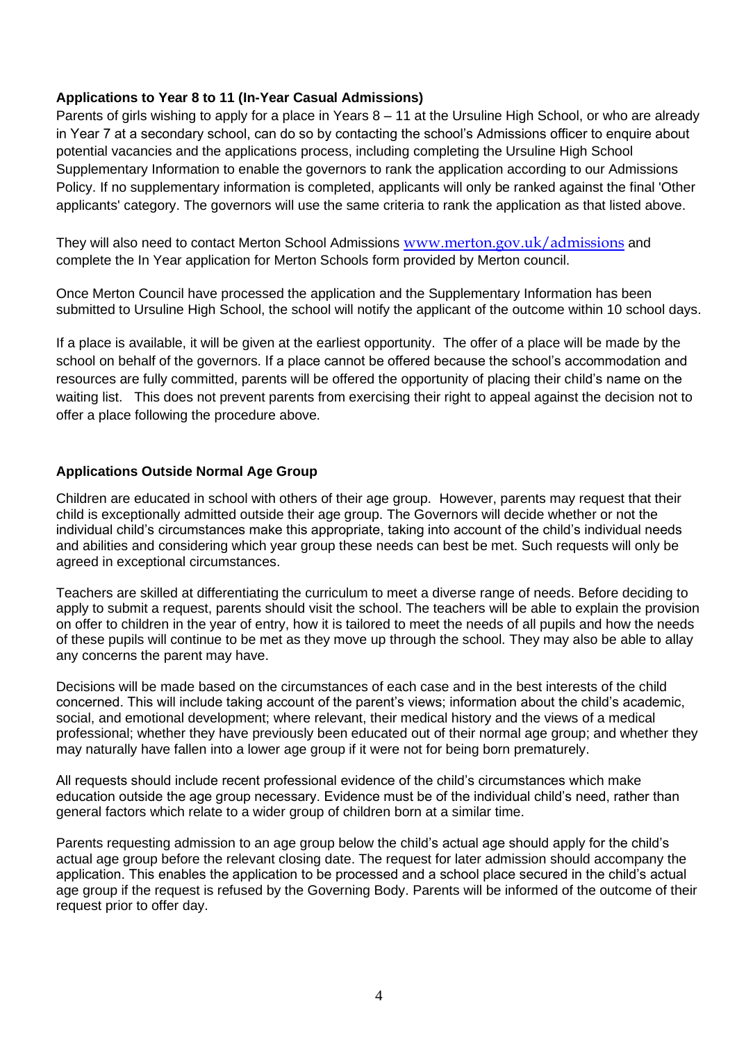### Applications to Year 8 to 11 (In-Year Casual Admissions)

Parents of girls wishing to apply for a place in Years 8 – 11 at the Ursuline High School, or who are already in Year 7 at a secondary school, can do so by contacting the school's Admissions officer to enquire about potential vacancies and the applications process, including completing the Ursuline High School Supplementary Information to enable the governors to rank the application according to our Admissions Policy. If no supplementary information is completed, applicants will only be ranked against the final 'Other applicants' category. The governors will use the same criteria to rank the application as that listed above.

They will also need to contact Merton School Admissions www.merton.gov.uk/admissions and complete the In Year application for Merton Schools form provided by Merton council.

Once Merton Council have processed the application and the Supplementary Information has been submitted to Ursuline High School, the school will notify the applicant of the outcome within 10 school days.

If a place is available, it will be given at the earliest opportunity. The offer of a place will be made by the school on behalf of the governors. If a place cannot be offered because the school's accommodation and resources are fully committed, parents will be offered the opportunity of placing their child's name on the waiting list. This does not prevent parents from exercising their right to appeal against the decision not to offer a place following the procedure above.

### Applications Outside Normal Age Group

Children are educated in school with others of their age group. However, parents may request that their child is exceptionally admitted outside their age group. The Governors will decide whether or not the individual child's circumstances make this appropriate, taking into account of the child's individual needs and abilities and considering which year group these needs can best be met. Such requests will only be agreed in exceptional circumstances.

Teachers are skilled at differentiating the curriculum to meet a diverse range of needs. Before deciding to apply to submit a request, parents should visit the school. The teachers will be able to explain the provision on offer to children in the year of entry, how it is tailored to meet the needs of all pupils and how the needs of these pupils will continue to be met as they move up through the school. They may also be able to allay any concerns the parent may have.

Decisions will be made based on the circumstances of each case and in the best interests of the child concerned. This will include taking account of the parent's views; information about the child's academic, social, and emotional development; where relevant, their medical history and the views of a medical professional; whether they have previously been educated out of their normal age group; and whether they may naturally have fallen into a lower age group if it were not for being born prematurely.

All requests should include recent professional evidence of the child's circumstances which make education outside the age group necessary. Evidence must be of the individual child's need, rather than general factors which relate to a wider group of children born at a similar time.

Parents requesting admission to an age group below the child's actual age should apply for the child's actual age group before the relevant closing date. The request for later admission should accompany the application. This enables the application to be processed and a school place secured in the child's actual age group if the request is refused by the Governing Body. Parents will be informed of the outcome of their request prior to offer day.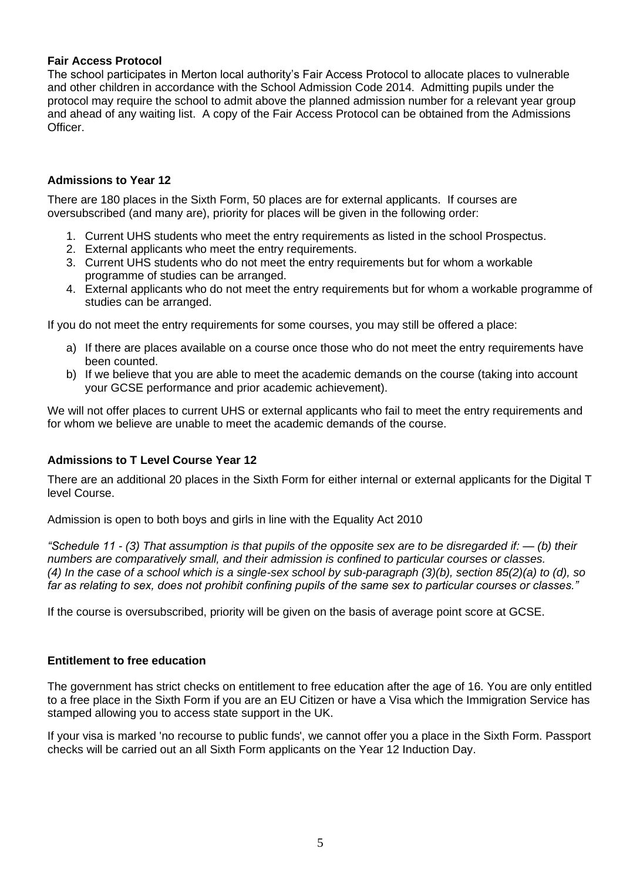**Fair Access Protocol**

The school participates in Merton local authority's Fair Access Protocol to allocate places to vulnerable and other children in accordance with the School Admission Code 2014. Admitting pupils under the protocol may require the school to admit above the planned admission number for a relevant year group and ahead of any waiting list. A copy of the Fair Access Protocol can be obtained from the Admissions Officer.

**Admissions to Year 12**

There are 180 places in the Sixth Form, 50 places are for external applicants. If courses are oversubscribed (and many are), priority for places will be given in the following order:

1. Current UHS students who meet the entry requirements as listed in the school Prospectus.
2. External applicants who meet the entry requirements.
3. Current UHS students who do not meet the entry requirements but for whom a workable programme of studies can be arranged.
4. External applicants who do not meet the entry requirements but for whom a workable programme of studies can be arranged.

If you do not meet the entry requirements for some courses, you may still be offered a place:

a) If there are places available on a course once those who do not meet the entry requirements have been counted.
b) If we believe that you are able to meet the academic demands on the course (taking into account your GCSE performance and prior academic achievement).

We will not offer places to current UHS or external applicants who fail to meet the entry requirements and for whom we believe are unable to meet the academic demands of the course.

**Admissions to T Level Course Year 12**

There are an additional 20 places in the Sixth Form for either internal or external applicants for the Digital T level Course.

Admission is open to both boys and girls in line with the Equality Act 2010

*"Schedule 11 - (3) That assumption is that pupils of the opposite sex are to be disregarded if: — (b) their numbers are comparatively small, and their admission is confined to particular courses or classes. (4) In the case of a school which is a single-sex school by sub-paragraph (3)(b), section 85(2)(a) to (d), so far as relating to sex, does not prohibit confining pupils of the same sex to particular courses or classes."*

If the course is oversubscribed, priority will be given on the basis of average point score at GCSE.

**Entitlement to free education**

The government has strict checks on entitlement to free education after the age of 16. You are only entitled to a free place in the Sixth Form if you are an EU Citizen or have a Visa which the Immigration Service has stamped allowing you to access state support in the UK.

If your visa is marked 'no recourse to public funds', we cannot offer you a place in the Sixth Form. Passport checks will be carried out an all Sixth Form applicants on the Year 12 Induction Day.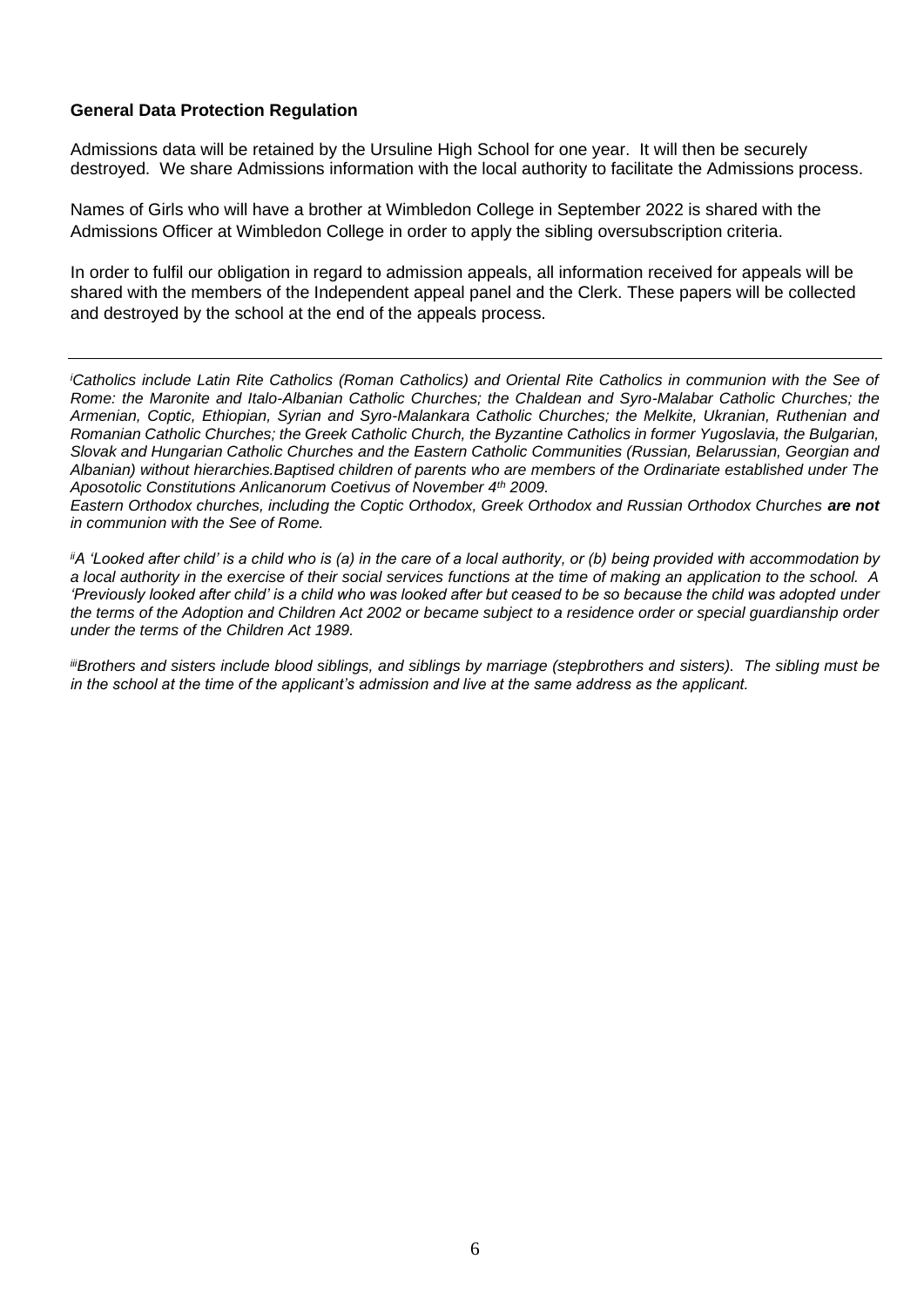**General Data Protection Regulation**

Admissions data will be retained by the Ursuline High School for one year. It will then be securely destroyed. We share Admissions information with the local authority to facilitate the Admissions process.

Names of Girls who will have a brother at Wimbledon College in September 2022 is shared with the Admissions Officer at Wimbledon College in order to apply the sibling oversubscription criteria.

In order to fulfil our obligation in regard to admission appeals, all information received for appeals will be shared with the members of the Independent appeal panel and the Clerk. These papers will be collected and destroyed by the school at the end of the appeals process.

---

[i] *Catholics include Latin Rite Catholics (Roman Catholics) and Oriental Rite Catholics in communion with the See of Rome: the Maronite and Italo-Albanian Catholic Churches; the Chaldean and Syro-Malabar Catholic Churches; the Armenian, Coptic, Ethiopian, Syrian and Syro-Malankara Catholic Churches; the Melkite, Ukranian, Ruthenian and Romanian Catholic Churches; the Greek Catholic Church, the Byzantine Catholics in former Yugoslavia, the Bulgarian, Slovak and Hungarian Catholic Churches and the Eastern Catholic Communities (Russian, Belarussian, Georgian and Albanian) without hierarchies.Baptised children of parents who are members of the Ordinariate established under The Aposotolic Constitutions Anlicanorum Coetivus of November 4th 2009.*

*Eastern Orthodox churches, including the Coptic Orthodox, Greek Orthodox and Russian Orthodox Churches **are not** in communion with the See of Rome.*

[ii] *A 'Looked after child' is a child who is (a) in the care of a local authority, or (b) being provided with accommodation by a local authority in the exercise of their social services functions at the time of making an application to the school. A 'Previously looked after child' is a child who was looked after but ceased to be so because the child was adopted under the terms of the Adoption and Children Act 2002 or became subject to a residence order or special guardianship order under the terms of the Children Act 1989.*

[iii] *Brothers and sisters include blood siblings, and siblings by marriage (stepbrothers and sisters). The sibling must be in the school at the time of the applicant's admission and live at the same address as the applicant.*